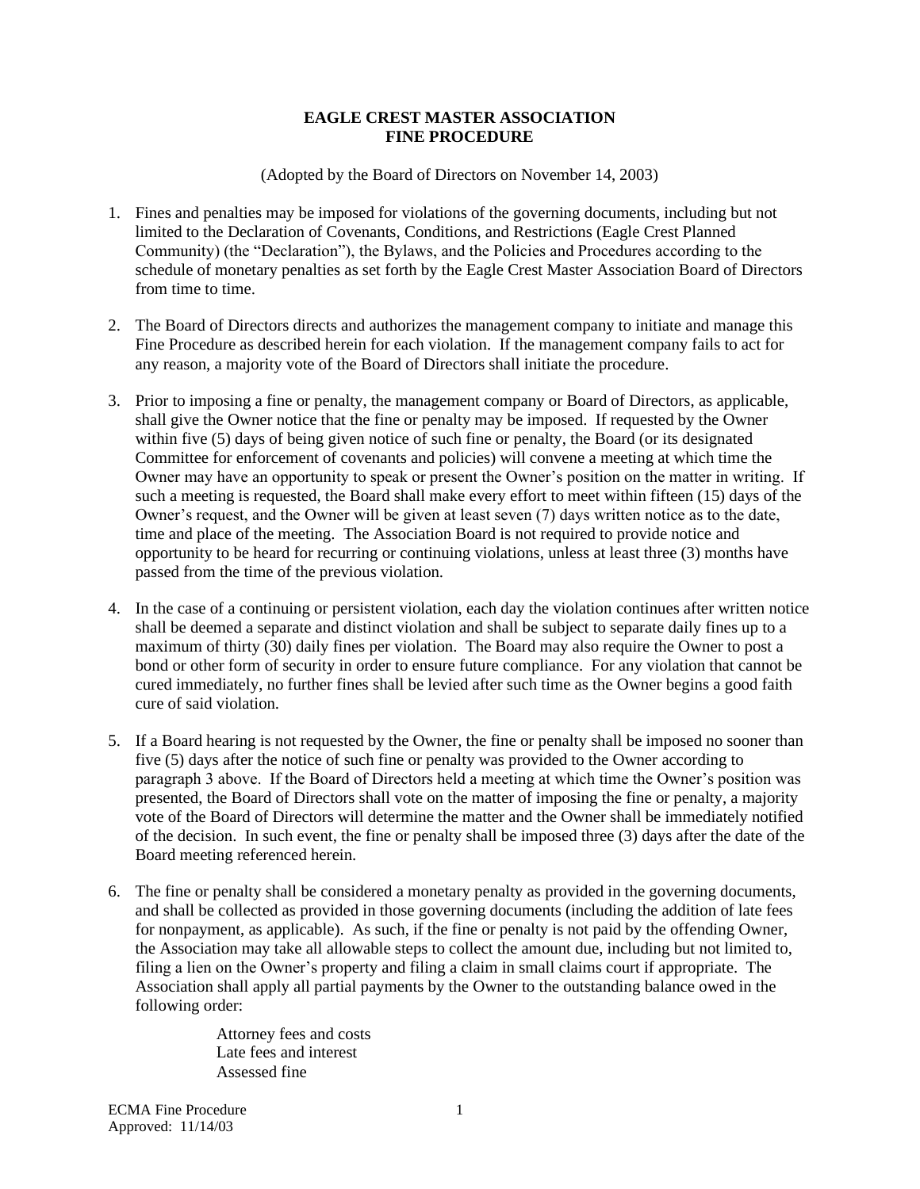# EAGLE CREST MASTER ASSOCIATION
# FINE PROCEDURE

(Adopted by the Board of Directors on November 14, 2003)

1. Fines and penalties may be imposed for violations of the governing documents, including but not limited to the Declaration of Covenants, Conditions, and Restrictions (Eagle Crest Planned Community) (the "Declaration"), the Bylaws, and the Policies and Procedures according to the schedule of monetary penalties as set forth by the Eagle Crest Master Association Board of Directors from time to time.

2. The Board of Directors directs and authorizes the management company to initiate and manage this Fine Procedure as described herein for each violation. If the management company fails to act for any reason, a majority vote of the Board of Directors shall initiate the procedure.

3. Prior to imposing a fine or penalty, the management company or Board of Directors, as applicable, shall give the Owner notice that the fine or penalty may be imposed. If requested by the Owner within five (5) days of being given notice of such fine or penalty, the Board (or its designated Committee for enforcement of covenants and policies) will convene a meeting at which time the Owner may have an opportunity to speak or present the Owner's position on the matter in writing. If such a meeting is requested, the Board shall make every effort to meet within fifteen (15) days of the Owner's request, and the Owner will be given at least seven (7) days written notice as to the date, time and place of the meeting. The Association Board is not required to provide notice and opportunity to be heard for recurring or continuing violations, unless at least three (3) months have passed from the time of the previous violation.

4. In the case of a continuing or persistent violation, each day the violation continues after written notice shall be deemed a separate and distinct violation and shall be subject to separate daily fines up to a maximum of thirty (30) daily fines per violation. The Board may also require the Owner to post a bond or other form of security in order to ensure future compliance. For any violation that cannot be cured immediately, no further fines shall be levied after such time as the Owner begins a good faith cure of said violation.

5. If a Board hearing is not requested by the Owner, the fine or penalty shall be imposed no sooner than five (5) days after the notice of such fine or penalty was provided to the Owner according to paragraph 3 above. If the Board of Directors held a meeting at which time the Owner's position was presented, the Board of Directors shall vote on the matter of imposing the fine or penalty, a majority vote of the Board of Directors will determine the matter and the Owner shall be immediately notified of the decision. In such event, the fine or penalty shall be imposed three (3) days after the date of the Board meeting referenced herein.

6. The fine or penalty shall be considered a monetary penalty as provided in the governing documents, and shall be collected as provided in those governing documents (including the addition of late fees for nonpayment, as applicable). As such, if the fine or penalty is not paid by the offending Owner, the Association may take all allowable steps to collect the amount due, including but not limited to, filing a lien on the Owner's property and filing a claim in small claims court if appropriate. The Association shall apply all partial payments by the Owner to the outstanding balance owed in the following order:

   Attorney fees and costs
   Late fees and interest
   Assessed fine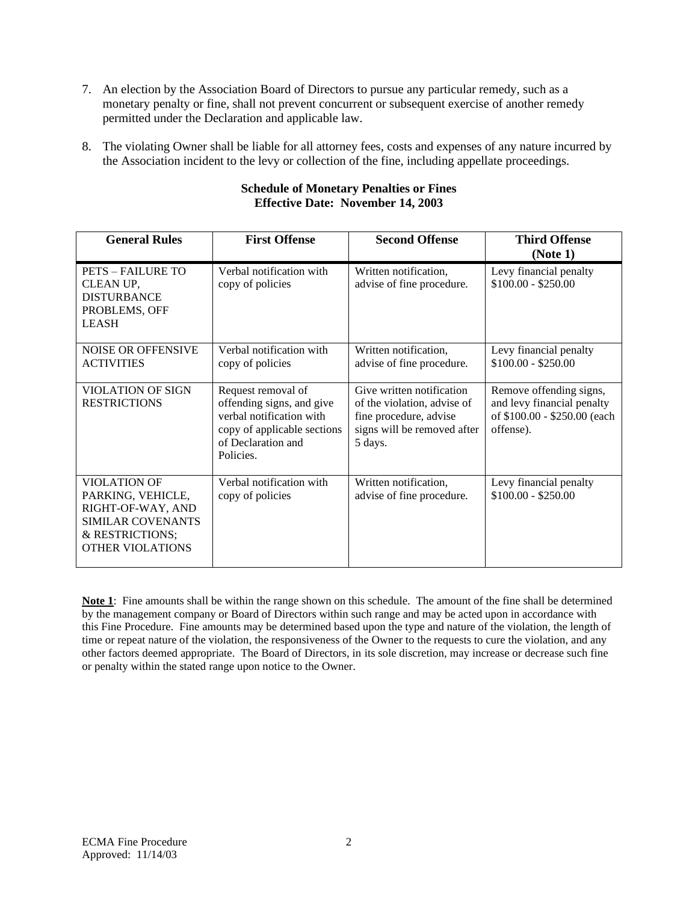7. An election by the Association Board of Directors to pursue any particular remedy, such as a monetary penalty or fine, shall not prevent concurrent or subsequent exercise of another remedy permitted under the Declaration and applicable law.

8. The violating Owner shall be liable for all attorney fees, costs and expenses of any nature incurred by the Association incident to the levy or collection of the fine, including appellate proceedings.

**Schedule of Monetary Penalties or Fines**
**Effective Date: November 14, 2003**

| General Rules | First Offense | Second Offense | Third Offense (Note 1) |
|---|---|---|---|
| PETS – FAILURE TO CLEAN UP, DISTURBANCE PROBLEMS, OFF LEASH | Verbal notification with copy of policies | Written notification, advise of fine procedure. | Levy financial penalty $100.00 - $250.00 |
| NOISE OR OFFENSIVE ACTIVITIES | Verbal notification with copy of policies | Written notification, advise of fine procedure. | Levy financial penalty $100.00 - $250.00 |
| VIOLATION OF SIGN RESTRICTIONS | Request removal of offending signs, and give verbal notification with copy of applicable sections of Declaration and Policies. | Give written notification of the violation, advise of fine procedure, advise signs will be removed after 5 days. | Remove offending signs, and levy financial penalty of $100.00 - $250.00 (each offense). |
| VIOLATION OF PARKING, VEHICLE, RIGHT-OF-WAY, AND SIMILAR COVENANTS & RESTRICTIONS; OTHER VIOLATIONS | Verbal notification with copy of policies | Written notification, advise of fine procedure. | Levy financial penalty $100.00 - $250.00 |

**Note 1**: Fine amounts shall be within the range shown on this schedule. The amount of the fine shall be determined by the management company or Board of Directors within such range and may be acted upon in accordance with this Fine Procedure. Fine amounts may be determined based upon the type and nature of the violation, the length of time or repeat nature of the violation, the responsiveness of the Owner to the requests to cure the violation, and any other factors deemed appropriate. The Board of Directors, in its sole discretion, may increase or decrease such fine or penalty within the stated range upon notice to the Owner.